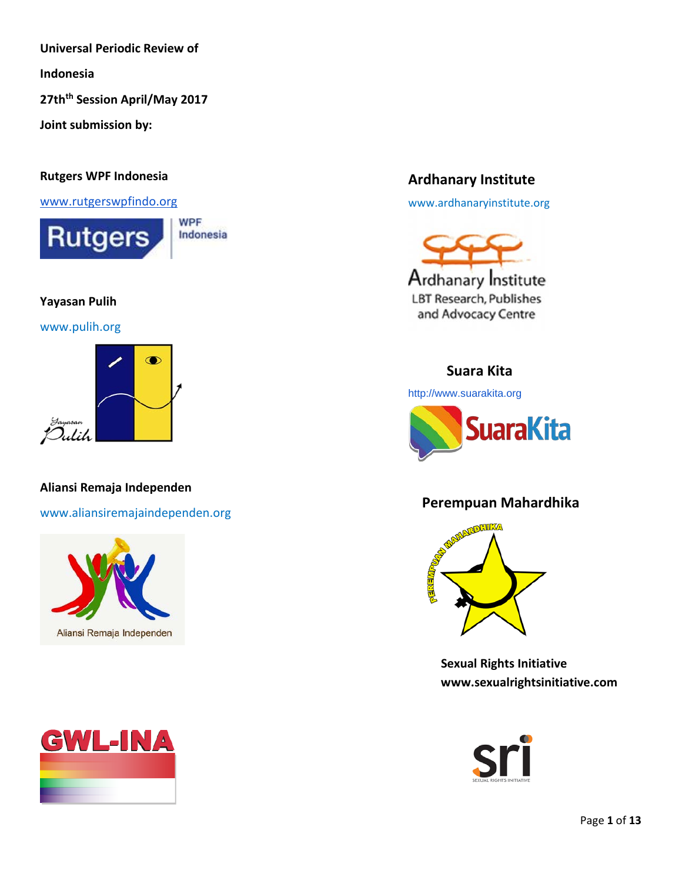**Universal Periodic Review of**

**Indonesia**

**27th$^{th}$ Session April/May 2017**

**Joint submission by:**

**Rutgers WPF Indonesia**

www.rutgerswpfindo.org

**Yayasan Pulih**

www.pulih.org

**Aliansi Remaja Independen**

www.aliansiremajaindependen.org

**Ardhanary Institute**

www.ardhanaryinstitute.org

**Suara Kita**

http://www.suarakita.org

**Perempuan Mahardhika**

**Sexual Rights Initiative**

**www.sexualrightsinitiative.com**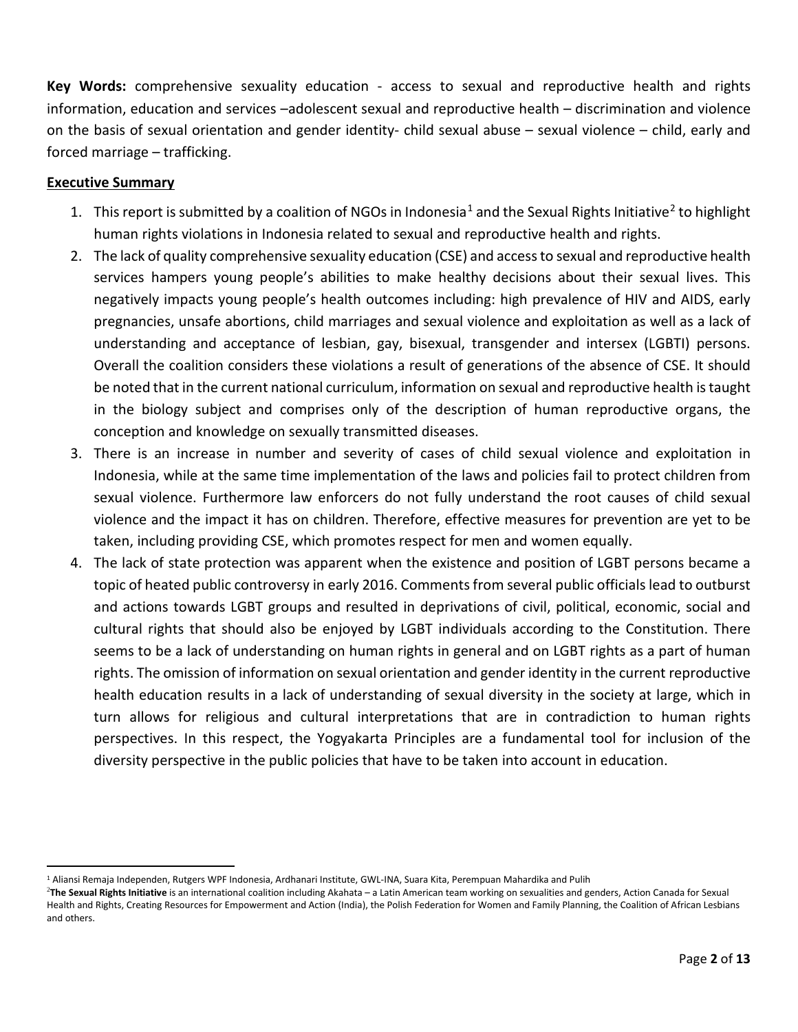**Key Words:** comprehensive sexuality education - access to sexual and reproductive health and rights information, education and services –adolescent sexual and reproductive health – discrimination and violence on the basis of sexual orientation and gender identity- child sexual abuse – sexual violence – child, early and forced marriage – trafficking.

**Executive Summary**

1. This report is submitted by a coalition of NGOs in Indonesia[1] and the Sexual Rights Initiative[2] to highlight human rights violations in Indonesia related to sexual and reproductive health and rights.
2. The lack of quality comprehensive sexuality education (CSE) and access to sexual and reproductive health services hampers young people's abilities to make healthy decisions about their sexual lives. This negatively impacts young people's health outcomes including: high prevalence of HIV and AIDS, early pregnancies, unsafe abortions, child marriages and sexual violence and exploitation as well as a lack of understanding and acceptance of lesbian, gay, bisexual, transgender and intersex (LGBTI) persons. Overall the coalition considers these violations a result of generations of the absence of CSE. It should be noted that in the current national curriculum, information on sexual and reproductive health is taught in the biology subject and comprises only of the description of human reproductive organs, the conception and knowledge on sexually transmitted diseases.
3. There is an increase in number and severity of cases of child sexual violence and exploitation in Indonesia, while at the same time implementation of the laws and policies fail to protect children from sexual violence. Furthermore law enforcers do not fully understand the root causes of child sexual violence and the impact it has on children. Therefore, effective measures for prevention are yet to be taken, including providing CSE, which promotes respect for men and women equally.
4. The lack of state protection was apparent when the existence and position of LGBT persons became a topic of heated public controversy in early 2016. Comments from several public officials lead to outburst and actions towards LGBT groups and resulted in deprivations of civil, political, economic, social and cultural rights that should also be enjoyed by LGBT individuals according to the Constitution. There seems to be a lack of understanding on human rights in general and on LGBT rights as a part of human rights. The omission of information on sexual orientation and gender identity in the current reproductive health education results in a lack of understanding of sexual diversity in the society at large, which in turn allows for religious and cultural interpretations that are in contradiction to human rights perspectives. In this respect, the Yogyakarta Principles are a fundamental tool for inclusion of the diversity perspective in the public policies that have to be taken into account in education.

---

[1] Aliansi Remaja Independen, Rutgers WPF Indonesia, Ardhanari Institute, GWL-INA, Suara Kita, Perempuan Mahardika and Pulih

[2] **The Sexual Rights Initiative** is an international coalition including Akahata – a Latin American team working on sexualities and genders, Action Canada for Sexual Health and Rights, Creating Resources for Empowerment and Action (India), the Polish Federation for Women and Family Planning, the Coalition of African Lesbians and others.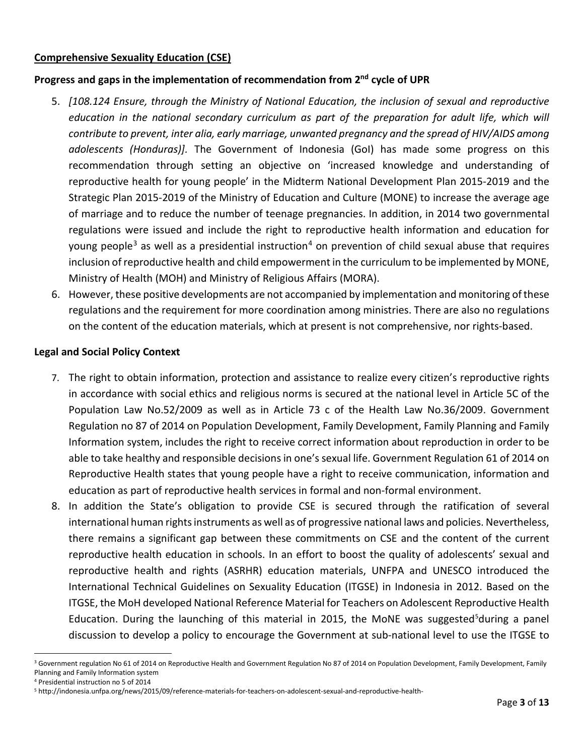**Comprehensive Sexuality Education (CSE)**

**Progress and gaps in the implementation of recommendation from 2nd cycle of UPR**

5. *[108.124 Ensure, through the Ministry of National Education, the inclusion of sexual and reproductive education in the national secondary curriculum as part of the preparation for adult life, which will contribute to prevent, inter alia, early marriage, unwanted pregnancy and the spread of HIV/AIDS among adolescents (Honduras)].* The Government of Indonesia (GoI) has made some progress on this recommendation through setting an objective on 'increased knowledge and understanding of reproductive health for young people' in the Midterm National Development Plan 2015-2019 and the Strategic Plan 2015-2019 of the Ministry of Education and Culture (MONE) to increase the average age of marriage and to reduce the number of teenage pregnancies. In addition, in 2014 two governmental regulations were issued and include the right to reproductive health information and education for young people[3] as well as a presidential instruction[4] on prevention of child sexual abuse that requires inclusion of reproductive health and child empowerment in the curriculum to be implemented by MONE, Ministry of Health (MOH) and Ministry of Religious Affairs (MORA).
6. However, these positive developments are not accompanied by implementation and monitoring of these regulations and the requirement for more coordination among ministries. There are also no regulations on the content of the education materials, which at present is not comprehensive, nor rights-based.

**Legal and Social Policy Context**

7. The right to obtain information, protection and assistance to realize every citizen's reproductive rights in accordance with social ethics and religious norms is secured at the national level in Article 5C of the Population Law No.52/2009 as well as in Article 73 c of the Health Law No.36/2009. Government Regulation no 87 of 2014 on Population Development, Family Development, Family Planning and Family Information system, includes the right to receive correct information about reproduction in order to be able to take healthy and responsible decisions in one's sexual life. Government Regulation 61 of 2014 on Reproductive Health states that young people have a right to receive communication, information and education as part of reproductive health services in formal and non-formal environment.
8. In addition the State's obligation to provide CSE is secured through the ratification of several international human rights instruments as well as of progressive national laws and policies. Nevertheless, there remains a significant gap between these commitments on CSE and the content of the current reproductive health education in schools. In an effort to boost the quality of adolescents' sexual and reproductive health and rights (ASRHR) education materials, UNFPA and UNESCO introduced the International Technical Guidelines on Sexuality Education (ITGSE) in Indonesia in 2012. Based on the ITGSE, the MoH developed National Reference Material for Teachers on Adolescent Reproductive Health Education. During the launching of this material in 2015, the MoNE was suggested[5]during a panel discussion to develop a policy to encourage the Government at sub-national level to use the ITGSE to

---

[3] Government regulation No 61 of 2014 on Reproductive Health and Government Regulation No 87 of 2014 on Population Development, Family Development, Family Planning and Family Information system

[4] Presidential instruction no 5 of 2014

[5] http://indonesia.unfpa.org/news/2015/09/reference-materials-for-teachers-on-adolescent-sexual-and-reproductive-health-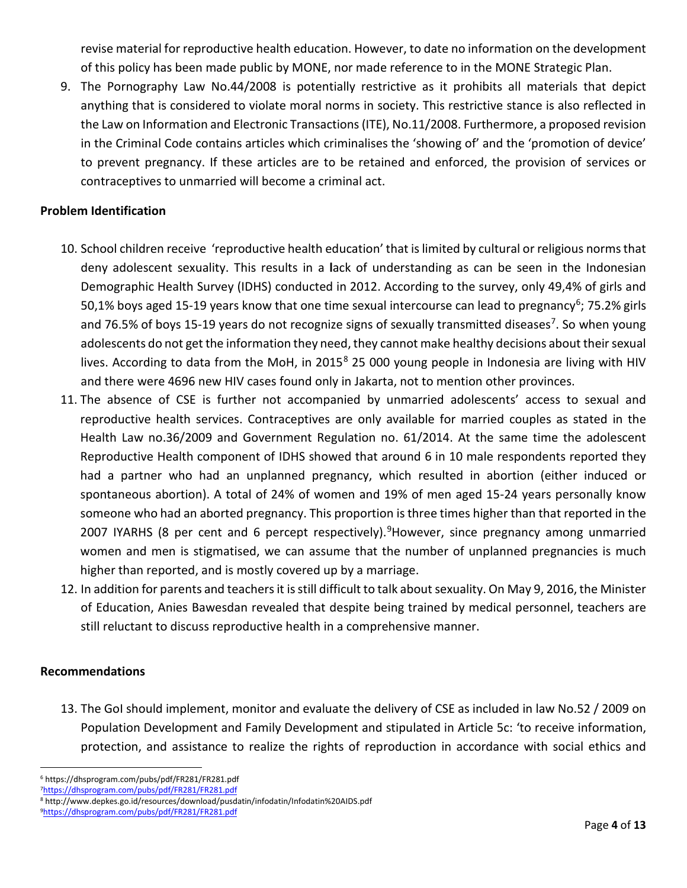revise material for reproductive health education. However, to date no information on the development of this policy has been made public by MONE, nor made reference to in the MONE Strategic Plan.

9. The Pornography Law No.44/2008 is potentially restrictive as it prohibits all materials that depict anything that is considered to violate moral norms in society. This restrictive stance is also reflected in the Law on Information and Electronic Transactions (ITE), No.11/2008. Furthermore, a proposed revision in the Criminal Code contains articles which criminalises the 'showing of' and the 'promotion of device' to prevent pregnancy. If these articles are to be retained and enforced, the provision of services or contraceptives to unmarried will become a criminal act.

**Problem Identification**

10. School children receive 'reproductive health education' that is limited by cultural or religious norms that deny adolescent sexuality. This results in a **l**ack of understanding as can be seen in the Indonesian Demographic Health Survey (IDHS) conducted in 2012. According to the survey, only 49,4% of girls and 50,1% boys aged 15-19 years know that one time sexual intercourse can lead to pregnancy[6]; 75.2% girls and 76.5% of boys 15-19 years do not recognize signs of sexually transmitted diseases[7]. So when young adolescents do not get the information they need, they cannot make healthy decisions about their sexual lives. According to data from the MoH, in 2015[8] 25 000 young people in Indonesia are living with HIV and there were 4696 new HIV cases found only in Jakarta, not to mention other provinces.
11. The absence of CSE is further not accompanied by unmarried adolescents' access to sexual and reproductive health services. Contraceptives are only available for married couples as stated in the Health Law no.36/2009 and Government Regulation no. 61/2014. At the same time the adolescent Reproductive Health component of IDHS showed that around 6 in 10 male respondents reported they had a partner who had an unplanned pregnancy, which resulted in abortion (either induced or spontaneous abortion). A total of 24% of women and 19% of men aged 15-24 years personally know someone who had an aborted pregnancy. This proportion is three times higher than that reported in the 2007 IYARHS (8 per cent and 6 percept respectively).[9]However, since pregnancy among unmarried women and men is stigmatised, we can assume that the number of unplanned pregnancies is much higher than reported, and is mostly covered up by a marriage.
12. In addition for parents and teachers it is still difficult to talk about sexuality. On May 9, 2016, the Minister of Education, Anies Bawesdan revealed that despite being trained by medical personnel, teachers are still reluctant to discuss reproductive health in a comprehensive manner.

**Recommendations**

13. The GoI should implement, monitor and evaluate the delivery of CSE as included in law No.52 / 2009 on Population Development and Family Development and stipulated in Article 5c: 'to receive information, protection, and assistance to realize the rights of reproduction in accordance with social ethics and

---

[6] https://dhsprogram.com/pubs/pdf/FR281/FR281.pdf
[7] https://dhsprogram.com/pubs/pdf/FR281/FR281.pdf
[8] http://www.depkes.go.id/resources/download/pusdatin/infodatin/Infodatin%20AIDS.pdf
[9] https://dhsprogram.com/pubs/pdf/FR281/FR281.pdf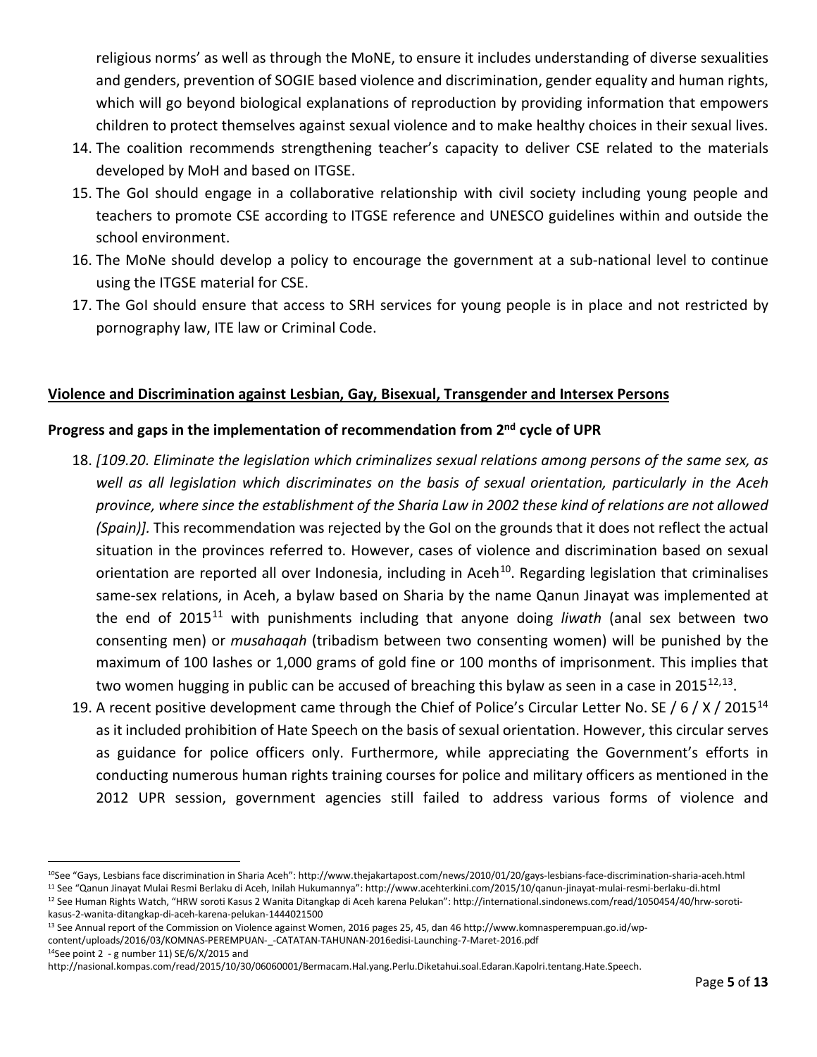religious norms' as well as through the MoNE, to ensure it includes understanding of diverse sexualities and genders, prevention of SOGIE based violence and discrimination, gender equality and human rights, which will go beyond biological explanations of reproduction by providing information that empowers children to protect themselves against sexual violence and to make healthy choices in their sexual lives.

14. The coalition recommends strengthening teacher's capacity to deliver CSE related to the materials developed by MoH and based on ITGSE.
15. The GoI should engage in a collaborative relationship with civil society including young people and teachers to promote CSE according to ITGSE reference and UNESCO guidelines within and outside the school environment.
16. The MoNe should develop a policy to encourage the government at a sub-national level to continue using the ITGSE material for CSE.
17. The GoI should ensure that access to SRH services for young people is in place and not restricted by pornography law, ITE law or Criminal Code.

## Violence and Discrimination against Lesbian, Gay, Bisexual, Transgender and Intersex Persons

### Progress and gaps in the implementation of recommendation from 2nd cycle of UPR

18. *[109.20. Eliminate the legislation which criminalizes sexual relations among persons of the same sex, as well as all legislation which discriminates on the basis of sexual orientation, particularly in the Aceh province, where since the establishment of the Sharia Law in 2002 these kind of relations are not allowed (Spain)].* This recommendation was rejected by the GoI on the grounds that it does not reflect the actual situation in the provinces referred to. However, cases of violence and discrimination based on sexual orientation are reported all over Indonesia, including in Aceh[10]. Regarding legislation that criminalises same-sex relations, in Aceh, a bylaw based on Sharia by the name Qanun Jinayat was implemented at the end of 2015[11] with punishments including that anyone doing *liwath* (anal sex between two consenting men) or *musahaqah* (tribadism between two consenting women) will be punished by the maximum of 100 lashes or 1,000 grams of gold fine or 100 months of imprisonment. This implies that two women hugging in public can be accused of breaching this bylaw as seen in a case in 2015[12,13].
19. A recent positive development came through the Chief of Police's Circular Letter No. SE / 6 / X / 2015[14] as it included prohibition of Hate Speech on the basis of sexual orientation. However, this circular serves as guidance for police officers only. Furthermore, while appreciating the Government's efforts in conducting numerous human rights training courses for police and military officers as mentioned in the 2012 UPR session, government agencies still failed to address various forms of violence and

---

[10] See "Gays, Lesbians face discrimination in Sharia Aceh": http://www.thejakartapost.com/news/2010/01/20/gays-lesbians-face-discrimination-sharia-aceh.html

[11] See "Qanun Jinayat Mulai Resmi Berlaku di Aceh, Inilah Hukumannya": http://www.acehterkini.com/2015/10/qanun-jinayat-mulai-resmi-berlaku-di.html

[12] See Human Rights Watch, "HRW soroti Kasus 2 Wanita Ditangkap di Aceh karena Pelukan": http://international.sindonews.com/read/1050454/40/hrw-soroti-kasus-2-wanita-ditangkap-di-aceh-karena-pelukan-1444021500

[13] See Annual report of the Commission on Violence against Women, 2016 pages 25, 45, dan 46 http://www.komnasperempuan.go.id/wp-content/uploads/2016/03/KOMNAS-PEREMPUAN-_-CATATAN-TAHUNAN-2016edisi-Launching-7-Maret-2016.pdf

[14] See point 2 - g number 11) SE/6/X/2015 and http://nasional.kompas.com/read/2015/10/30/06060001/Bermacam.Hal.yang.Perlu.Diketahui.soal.Edaran.Kapolri.tentang.Hate.Speech.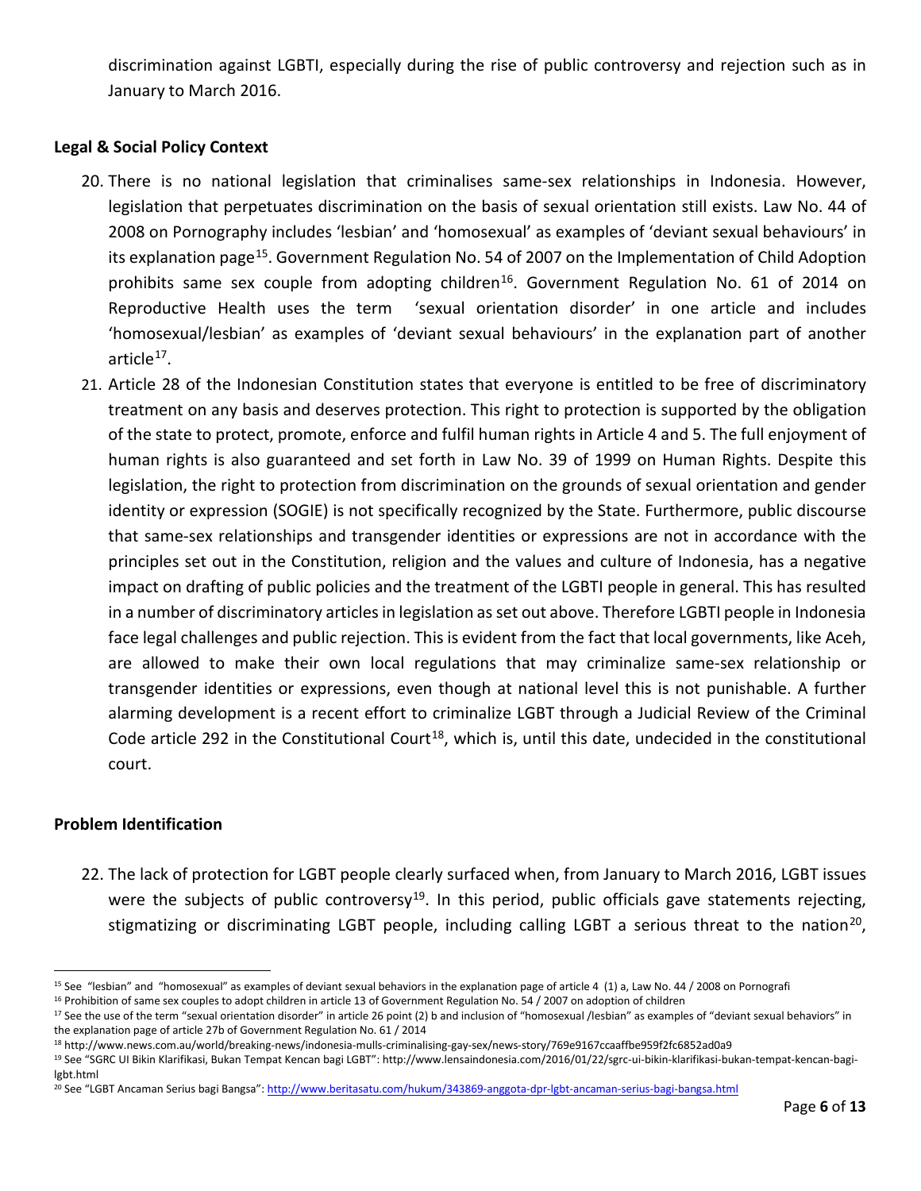discrimination against LGBTI, especially during the rise of public controversy and rejection such as in January to March 2016.

**Legal & Social Policy Context**

20. There is no national legislation that criminalises same-sex relationships in Indonesia. However, legislation that perpetuates discrimination on the basis of sexual orientation still exists. Law No. 44 of 2008 on Pornography includes 'lesbian' and 'homosexual' as examples of 'deviant sexual behaviours' in its explanation page[15]. Government Regulation No. 54 of 2007 on the Implementation of Child Adoption prohibits same sex couple from adopting children[16]. Government Regulation No. 61 of 2014 on Reproductive Health uses the term 'sexual orientation disorder' in one article and includes 'homosexual/lesbian' as examples of 'deviant sexual behaviours' in the explanation part of another article[17].
21. Article 28 of the Indonesian Constitution states that everyone is entitled to be free of discriminatory treatment on any basis and deserves protection. This right to protection is supported by the obligation of the state to protect, promote, enforce and fulfil human rights in Article 4 and 5. The full enjoyment of human rights is also guaranteed and set forth in Law No. 39 of 1999 on Human Rights. Despite this legislation, the right to protection from discrimination on the grounds of sexual orientation and gender identity or expression (SOGIE) is not specifically recognized by the State. Furthermore, public discourse that same-sex relationships and transgender identities or expressions are not in accordance with the principles set out in the Constitution, religion and the values and culture of Indonesia, has a negative impact on drafting of public policies and the treatment of the LGBTI people in general. This has resulted in a number of discriminatory articles in legislation as set out above. Therefore LGBTI people in Indonesia face legal challenges and public rejection. This is evident from the fact that local governments, like Aceh, are allowed to make their own local regulations that may criminalize same-sex relationship or transgender identities or expressions, even though at national level this is not punishable. A further alarming development is a recent effort to criminalize LGBT through a Judicial Review of the Criminal Code article 292 in the Constitutional Court[18], which is, until this date, undecided in the constitutional court.

**Problem Identification**

22. The lack of protection for LGBT people clearly surfaced when, from January to March 2016, LGBT issues were the subjects of public controversy[19]. In this period, public officials gave statements rejecting, stigmatizing or discriminating LGBT people, including calling LGBT a serious threat to the nation[20],

---

[15] See "lesbian" and "homosexual" as examples of deviant sexual behaviors in the explanation page of article 4 (1) a, Law No. 44 / 2008 on Pornografi

[16] Prohibition of same sex couples to adopt children in article 13 of Government Regulation No. 54 / 2007 on adoption of children

[17] See the use of the term "sexual orientation disorder" in article 26 point (2) b and inclusion of "homosexual /lesbian" as examples of "deviant sexual behaviors" in the explanation page of article 27b of Government Regulation No. 61 / 2014

[18] http://www.news.com.au/world/breaking-news/indonesia-mulls-criminalising-gay-sex/news-story/769e9167ccaaffbe959f2fc6852ad0a9

[19] See "SGRC UI Bikin Klarifikasi, Bukan Tempat Kencan bagi LGBT": http://www.lensaindonesia.com/2016/01/22/sgrc-ui-bikin-klarifikasi-bukan-tempat-kencan-bagi-lgbt.html

[20] See "LGBT Ancaman Serius bagi Bangsa": http://www.beritasatu.com/hukum/343869-anggota-dpr-lgbt-ancaman-serius-bagi-bangsa.html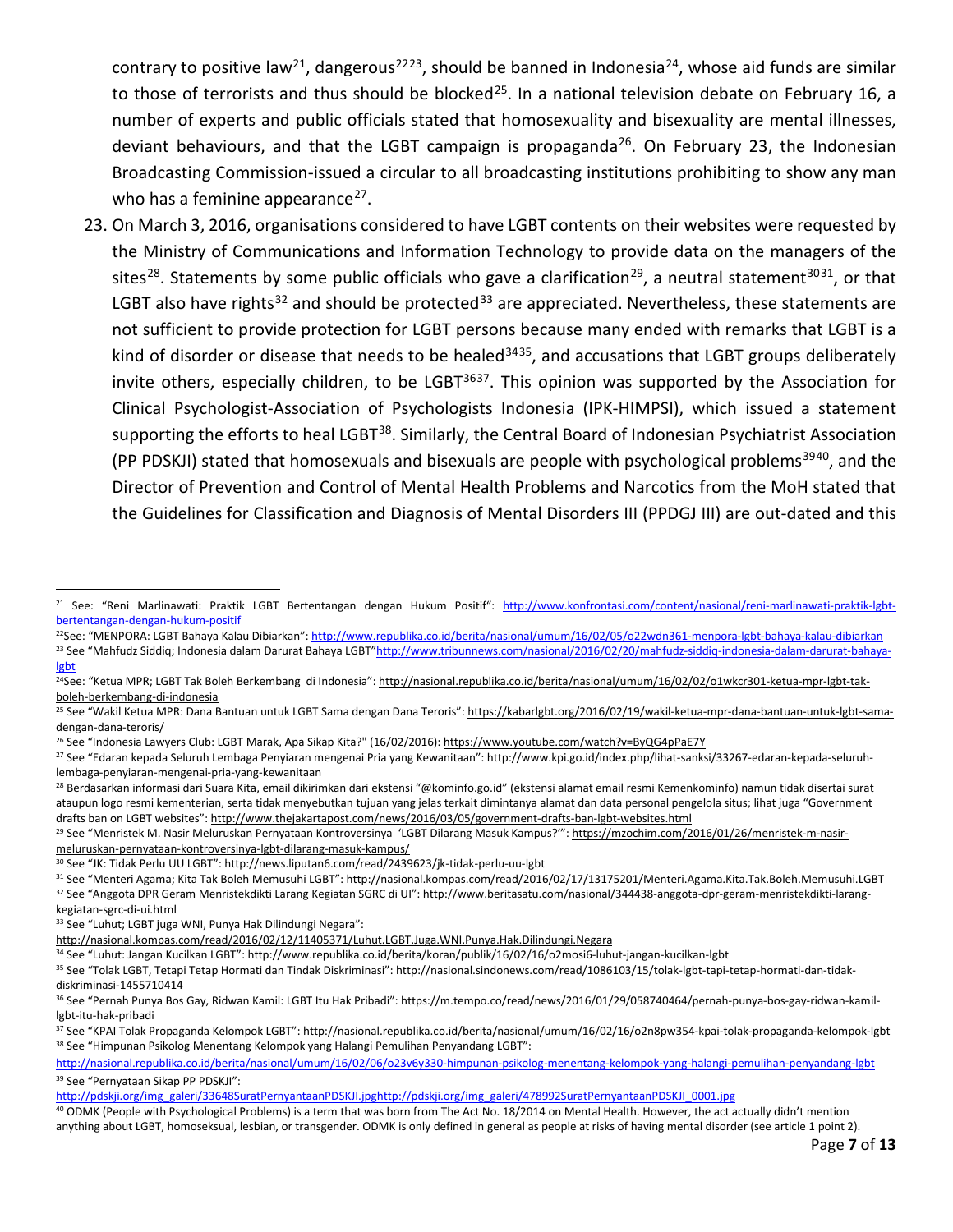contrary to positive law[21], dangerous[22][23], should be banned in Indonesia[24], whose aid funds are similar to those of terrorists and thus should be blocked[25]. In a national television debate on February 16, a number of experts and public officials stated that homosexuality and bisexuality are mental illnesses, deviant behaviours, and that the LGBT campaign is propaganda[26]. On February 23, the Indonesian Broadcasting Commission-issued a circular to all broadcasting institutions prohibiting to show any man who has a feminine appearance[27].

23. On March 3, 2016, organisations considered to have LGBT contents on their websites were requested by the Ministry of Communications and Information Technology to provide data on the managers of the sites[28]. Statements by some public officials who gave a clarification[29], a neutral statement[30][31], or that LGBT also have rights[32] and should be protected[33] are appreciated. Nevertheless, these statements are not sufficient to provide protection for LGBT persons because many ended with remarks that LGBT is a kind of disorder or disease that needs to be healed[34][35], and accusations that LGBT groups deliberately invite others, especially children, to be LGBT[36][37]. This opinion was supported by the Association for Clinical Psychologist-Association of Psychologists Indonesia (IPK-HIMPSI), which issued a statement supporting the efforts to heal LGBT[38]. Similarly, the Central Board of Indonesian Psychiatrist Association (PP PDSKJI) stated that homosexuals and bisexuals are people with psychological problems[39][40], and the Director of Prevention and Control of Mental Health Problems and Narcotics from the MoH stated that the Guidelines for Classification and Diagnosis of Mental Disorders III (PPDGJ III) are out-dated and this

---

[21] See: "Reni Marlinawati: Praktik LGBT Bertentangan dengan Hukum Positif": http://www.konfrontasi.com/content/nasional/reni-marlinawati-praktik-lgbt-bertentangan-dengan-hukum-positif

[22] See: "MENPORA: LGBT Bahaya Kalau Dibiarkan": http://www.republika.co.id/berita/nasional/umum/16/02/05/o22wdn361-menpora-lgbt-bahaya-kalau-dibiarkan

[23] See "Mahfudz Siddiq; Indonesia dalam Darurat Bahaya LGBT"http://www.tribunnews.com/nasional/2016/02/20/mahfudz-siddiq-indonesia-dalam-darurat-bahaya-lgbt

[24] See: "Ketua MPR; LGBT Tak Boleh Berkembang di Indonesia": http://nasional.republika.co.id/berita/nasional/umum/16/02/02/o1wkcr301-ketua-mpr-lgbt-tak-boleh-berkembang-di-indonesia

[25] See "Wakil Ketua MPR: Dana Bantuan untuk LGBT Sama dengan Dana Teroris": https://kabarlgbt.org/2016/02/19/wakil-ketua-mpr-dana-bantuan-untuk-lgbt-sama-dengan-dana-teroris/

[26] See "Indonesia Lawyers Club: LGBT Marak, Apa Sikap Kita?" (16/02/2016): https://www.youtube.com/watch?v=ByQG4pPaE7Y

[27] See "Edaran kepada Seluruh Lembaga Penyiaran mengenai Pria yang Kewanitaan": http://www.kpi.go.id/index.php/lihat-sanksi/33267-edaran-kepada-seluruh-lembaga-penyiaran-mengenai-pria-yang-kewanitaan

[28] Berdasarkan informasi dari Suara Kita, email dikirimkan dari ekstensi "@kominfo.go.id" (ekstensi alamat email resmi Kemenkominfo) namun tidak disertai surat ataupun logo resmi kementerian, serta tidak menyebutkan tujuan yang jelas terkait dimintanya alamat dan data personal pengelola situs; lihat juga "Government drafts ban on LGBT websites": http://www.thejakartapost.com/news/2016/03/05/government-drafts-ban-lgbt-websites.html

[29] See "Menristek M. Nasir Meluruskan Pernyataan Kontroversinya 'LGBT Dilarang Masuk Kampus?'": https://mzochim.com/2016/01/26/menristek-m-nasir-meluruskan-pernyataan-kontroversinya-lgbt-dilarang-masuk-kampus/

[30] See "JK: Tidak Perlu UU LGBT": http://news.liputan6.com/read/2439623/jk-tidak-perlu-uu-lgbt

[31] See "Menteri Agama; Kita Tak Boleh Memusuhi LGBT": http://nasional.kompas.com/read/2016/02/17/13175201/Menteri.Agama.Kita.Tak.Boleh.Memusuhi.LGBT

[32] See "Anggota DPR Geram Menristekdikti Larang Kegiatan SGRC di UI": http://www.beritasatu.com/nasional/344438-anggota-dpr-geram-menristekdikti-larang-kegiatan-sgrc-di-ui.html

[33] See "Luhut; LGBT juga WNI, Punya Hak Dilindungi Negara": http://nasional.kompas.com/read/2016/02/12/11405371/Luhut.LGBT.Juga.WNI.Punya.Hak.Dilindungi.Negara

[34] See "Luhut: Jangan Kucilkan LGBT": http://www.republika.co.id/berita/koran/publik/16/02/16/o2mosi6-luhut-jangan-kucilkan-lgbt

[35] See "Tolak LGBT, Tetapi Tetap Hormati dan Tindak Diskriminasi": http://nasional.sindonews.com/read/1086103/15/tolak-lgbt-tapi-tetap-hormati-dan-tidak-diskriminasi-1455710414

[36] See "Pernah Punya Bos Gay, Ridwan Kamil: LGBT Itu Hak Pribadi": https://m.tempo.co/read/news/2016/01/29/058740464/pernah-punya-bos-gay-ridwan-kamil-lgbt-itu-hak-pribadi

[37] See "KPAI Tolak Propaganda Kelompok LGBT": http://nasional.republika.co.id/berita/nasional/umum/16/02/16/o2n8pw354-kpai-tolak-propaganda-kelompok-lgbt

[38] See "Himpunan Psikolog Menentang Kelompok yang Halangi Pemulihan Penyandang LGBT": http://nasional.republika.co.id/berita/nasional/umum/16/02/06/o23v6y330-himpunan-psikolog-menentang-kelompok-yang-halangi-pemulihan-penyandang-lgbt

[39] See "Pernyataan Sikap PP PDSKJI": http://pdskji.org/img_galeri/33648SuratPernyantaanPDSKJI.jpghttp://pdskji.org/img_galeri/478992SuratPernyantaanPDSKJI_0001.jpg

[40] ODMK (People with Psychological Problems) is a term that was born from The Act No. 18/2014 on Mental Health. However, the act actually didn't mention anything about LGBT, homoseksual, lesbian, or transgender. ODMK is only defined in general as people at risks of having mental disorder (see article 1 point 2).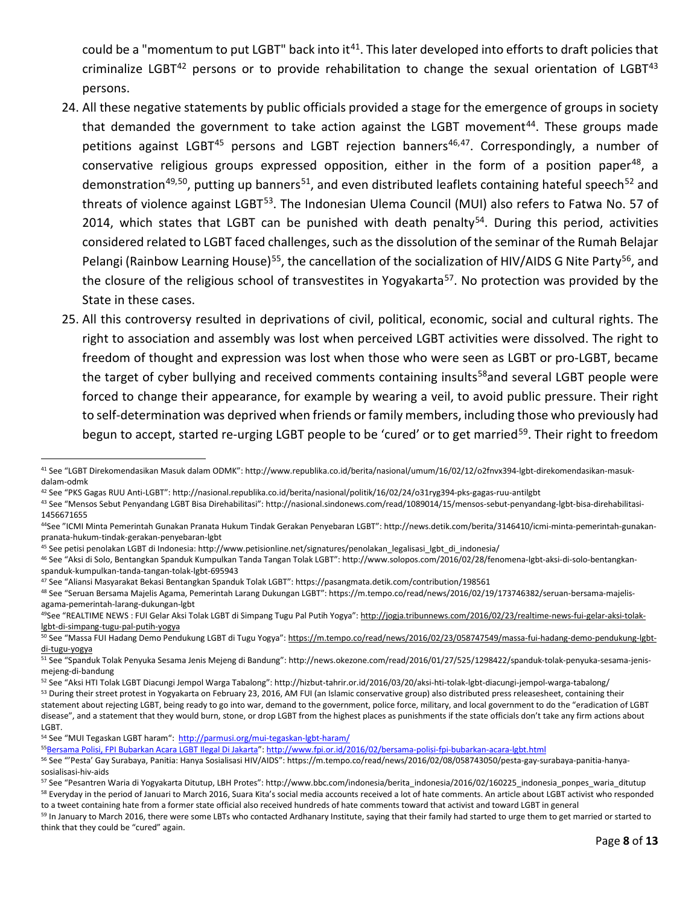could be a "momentum to put LGBT" back into it[41]. This later developed into efforts to draft policies that criminalize LGBT[42] persons or to provide rehabilitation to change the sexual orientation of LGBT[43] persons.

24. All these negative statements by public officials provided a stage for the emergence of groups in society that demanded the government to take action against the LGBT movement[44]. These groups made petitions against LGBT[45] persons and LGBT rejection banners[46,47]. Correspondingly, a number of conservative religious groups expressed opposition, either in the form of a position paper[48], a demonstration[49,50], putting up banners[51], and even distributed leaflets containing hateful speech[52] and threats of violence against LGBT[53]. The Indonesian Ulema Council (MUI) also refers to Fatwa No. 57 of 2014, which states that LGBT can be punished with death penalty[54]. During this period, activities considered related to LGBT faced challenges, such as the dissolution of the seminar of the Rumah Belajar Pelangi (Rainbow Learning House)[55], the cancellation of the socialization of HIV/AIDS G Nite Party[56], and the closure of the religious school of transvestites in Yogyakarta[57]. No protection was provided by the State in these cases.

25. All this controversy resulted in deprivations of civil, political, economic, social and cultural rights. The right to association and assembly was lost when perceived LGBT activities were dissolved. The right to freedom of thought and expression was lost when those who were seen as LGBT or pro-LGBT, became the target of cyber bullying and received comments containing insults[58]and several LGBT people were forced to change their appearance, for example by wearing a veil, to avoid public pressure. Their right to self-determination was deprived when friends or family members, including those who previously had begun to accept, started re-urging LGBT people to be 'cured' or to get married[59]. Their right to freedom

---

[41] See "LGBT Direkomendasikan Masuk dalam ODMK": http://www.republika.co.id/berita/nasional/umum/16/02/12/o2fnvx394-lgbt-direkomendasikan-masuk-dalam-odmk

[42] See "PKS Gagas RUU Anti-LGBT": http://nasional.republika.co.id/berita/nasional/politik/16/02/24/o31ryg394-pks-gagas-ruu-antilgbt

[43] See "Mensos Sebut Penyandang LGBT Bisa Direhabilitasi": http://nasional.sindonews.com/read/1089014/15/mensos-sebut-penyandang-lgbt-bisa-direhabilitasi-1456671655

[44] See "ICMI Minta Pemerintah Gunakan Pranata Hukum Tindak Gerakan Penyebaran LGBT": http://news.detik.com/berita/3146410/icmi-minta-pemerintah-gunakan-pranata-hukum-tindak-gerakan-penyebaran-lgbt

[45] See petisi penolakan LGBT di Indonesia: http://www.petisionline.net/signatures/penolakan_legalisasi_lgbt_di_indonesia/

[46] See "Aksi di Solo, Bentangkan Spanduk Kumpulkan Tanda Tangan Tolak LGBT": http://www.solopos.com/2016/02/28/fenomena-lgbt-aksi-di-solo-bentangkan-spanduk-kumpulkan-tanda-tangan-tolak-lgbt-695943

[47] See "Aliansi Masyarakat Bekasi Bentangkan Spanduk Tolak LGBT": https://pasangmata.detik.com/contribution/198561

[48] See "Seruan Bersama Majelis Agama, Pemerintah Larang Dukungan LGBT": https://m.tempo.co/read/news/2016/02/19/173746382/seruan-bersama-majelis-agama-pemerintah-larang-dukungan-lgbt

[49] See "REALTIME NEWS : FUI Gelar Aksi Tolak LGBT di Simpang Tugu Pal Putih Yogya": http://jogja.tribunnews.com/2016/02/23/realtime-news-fui-gelar-aksi-tolak-lgbt-di-simpang-tugu-pal-putih-yogya

[50] See "Massa FUI Hadang Demo Pendukung LGBT di Tugu Yogya": https://m.tempo.co/read/news/2016/02/23/058747549/massa-fui-hadang-demo-pendukung-lgbt-di-tugu-yogya

[51] See "Spanduk Tolak Penyuka Sesama Jenis Mejeng di Bandung": http://news.okezone.com/read/2016/01/27/525/1298422/spanduk-tolak-penyuka-sesama-jenis-mejeng-di-bandung

[52] See "Aksi HTI Tolak LGBT Diacungi Jempol Warga Tabalong": http://hizbut-tahrir.or.id/2016/03/20/aksi-hti-tolak-lgbt-diacungi-jempol-warga-tabalong/

[53] During their street protest in Yogyakarta on February 23, 2016, AM FUI (an Islamic conservative group) also distributed press releasesheet, containing their statement about rejecting LGBT, being ready to go into war, demand to the government, police force, military, and local government to do the "eradication of LGBT disease", and a statement that they would burn, stone, or drop LGBT from the highest places as punishments if the state officials don't take any firm actions about LGBT.

[54] See "MUI Tegaskan LGBT haram": http://parmusi.org/mui-tegaskan-lgbt-haram/

[55] Bersama Polisi, FPI Bubarkan Acara LGBT Ilegal Di Jakarta": http://www.fpi.or.id/2016/02/bersama-polisi-fpi-bubarkan-acara-lgbt.html

[56] See "'Pesta' Gay Surabaya, Panitia: Hanya Sosialisasi HIV/AIDS": https://m.tempo.co/read/news/2016/02/08/058743050/pesta-gay-surabaya-panitia-hanya-sosialisasi-hiv-aids

[57] See "Pesantren Waria di Yogyakarta Ditutup, LBH Protes": http://www.bbc.com/indonesia/berita_indonesia/2016/02/160225_indonesia_ponpes_waria_ditutup

[58] Everyday in the period of Januari to March 2016, Suara Kita's social media accounts received a lot of hate comments. An article about LGBT activist who responded to a tweet containing hate from a former state official also received hundreds of hate comments toward that activist and toward LGBT in general

[59] In January to March 2016, there were some LBTs who contacted Ardhanary Institute, saying that their family had started to urge them to get married or started to think that they could be "cured" again.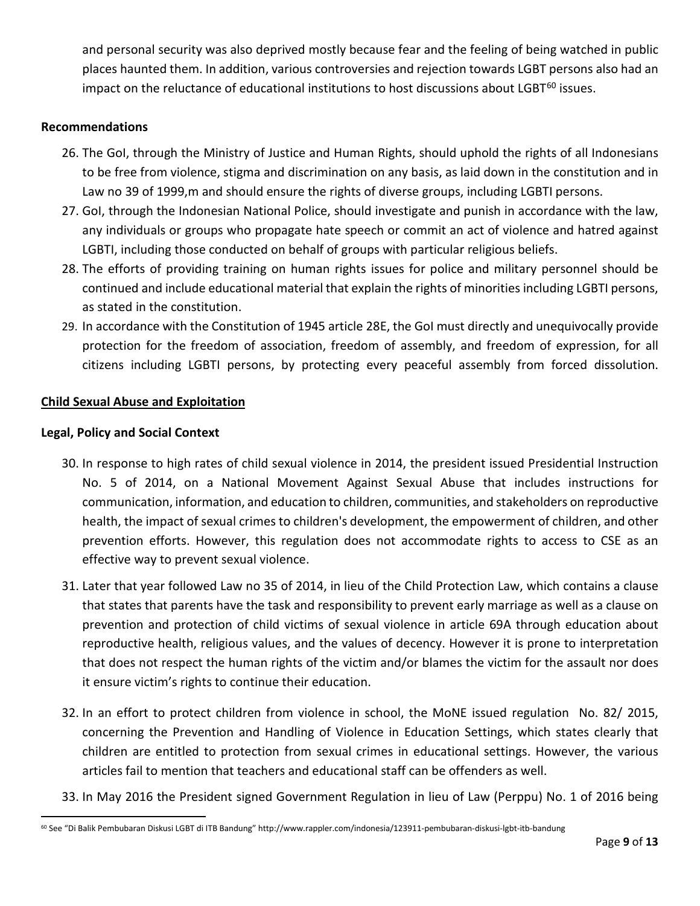and personal security was also deprived mostly because fear and the feeling of being watched in public places haunted them. In addition, various controversies and rejection towards LGBT persons also had an impact on the reluctance of educational institutions to host discussions about LGBT[60] issues.

**Recommendations**

26. The GoI, through the Ministry of Justice and Human Rights, should uphold the rights of all Indonesians to be free from violence, stigma and discrimination on any basis, as laid down in the constitution and in Law no 39 of 1999,m and should ensure the rights of diverse groups, including LGBTI persons.
27. GoI, through the Indonesian National Police, should investigate and punish in accordance with the law, any individuals or groups who propagate hate speech or commit an act of violence and hatred against LGBTI, including those conducted on behalf of groups with particular religious beliefs.
28. The efforts of providing training on human rights issues for police and military personnel should be continued and include educational material that explain the rights of minorities including LGBTI persons, as stated in the constitution.
29. In accordance with the Constitution of 1945 article 28E, the GoI must directly and unequivocally provide protection for the freedom of association, freedom of assembly, and freedom of expression, for all citizens including LGBTI persons, by protecting every peaceful assembly from forced dissolution.

## Child Sexual Abuse and Exploitation

**Legal, Policy and Social Context**

30. In response to high rates of child sexual violence in 2014, the president issued Presidential Instruction No. 5 of 2014, on a National Movement Against Sexual Abuse that includes instructions for communication, information, and education to children, communities, and stakeholders on reproductive health, the impact of sexual crimes to children's development, the empowerment of children, and other prevention efforts. However, this regulation does not accommodate rights to access to CSE as an effective way to prevent sexual violence.
31. Later that year followed Law no 35 of 2014, in lieu of the Child Protection Law, which contains a clause that states that parents have the task and responsibility to prevent early marriage as well as a clause on prevention and protection of child victims of sexual violence in article 69A through education about reproductive health, religious values, and the values of decency. However it is prone to interpretation that does not respect the human rights of the victim and/or blames the victim for the assault nor does it ensure victim's rights to continue their education.
32. In an effort to protect children from violence in school, the MoNE issued regulation No. 82/ 2015, concerning the Prevention and Handling of Violence in Education Settings, which states clearly that children are entitled to protection from sexual crimes in educational settings. However, the various articles fail to mention that teachers and educational staff can be offenders as well.
33. In May 2016 the President signed Government Regulation in lieu of Law (Perppu) No. 1 of 2016 being

[60] See "Di Balik Pembubaran Diskusi LGBT di ITB Bandung" http://www.rappler.com/indonesia/123911-pembubaran-diskusi-lgbt-itb-bandung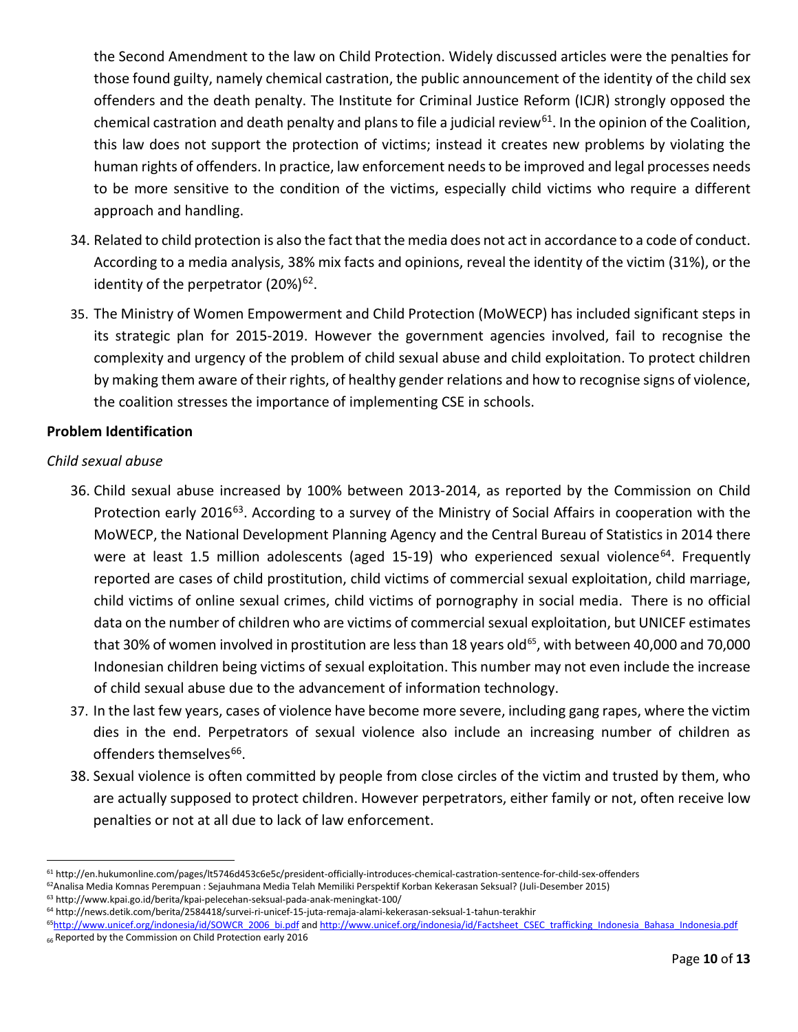the Second Amendment to the law on Child Protection. Widely discussed articles were the penalties for those found guilty, namely chemical castration, the public announcement of the identity of the child sex offenders and the death penalty. The Institute for Criminal Justice Reform (ICJR) strongly opposed the chemical castration and death penalty and plans to file a judicial review[61]. In the opinion of the Coalition, this law does not support the protection of victims; instead it creates new problems by violating the human rights of offenders. In practice, law enforcement needs to be improved and legal processes needs to be more sensitive to the condition of the victims, especially child victims who require a different approach and handling.

34. Related to child protection is also the fact that the media does not act in accordance to a code of conduct. According to a media analysis, 38% mix facts and opinions, reveal the identity of the victim (31%), or the identity of the perpetrator (20%)[62].

35. The Ministry of Women Empowerment and Child Protection (MoWECP) has included significant steps in its strategic plan for 2015-2019. However the government agencies involved, fail to recognise the complexity and urgency of the problem of child sexual abuse and child exploitation. To protect children by making them aware of their rights, of healthy gender relations and how to recognise signs of violence, the coalition stresses the importance of implementing CSE in schools.

**Problem Identification**

*Child sexual abuse*

36. Child sexual abuse increased by 100% between 2013-2014, as reported by the Commission on Child Protection early 2016[63]. According to a survey of the Ministry of Social Affairs in cooperation with the MoWECP, the National Development Planning Agency and the Central Bureau of Statistics in 2014 there were at least 1.5 million adolescents (aged 15-19) who experienced sexual violence[64]. Frequently reported are cases of child prostitution, child victims of commercial sexual exploitation, child marriage, child victims of online sexual crimes, child victims of pornography in social media. There is no official data on the number of children who are victims of commercial sexual exploitation, but UNICEF estimates that 30% of women involved in prostitution are less than 18 years old[65], with between 40,000 and 70,000 Indonesian children being victims of sexual exploitation. This number may not even include the increase of child sexual abuse due to the advancement of information technology.

37. In the last few years, cases of violence have become more severe, including gang rapes, where the victim dies in the end. Perpetrators of sexual violence also include an increasing number of children as offenders themselves[66].

38. Sexual violence is often committed by people from close circles of the victim and trusted by them, who are actually supposed to protect children. However perpetrators, either family or not, often receive low penalties or not at all due to lack of law enforcement.

---

[61] http://en.hukumonline.com/pages/lt5746d453c6e5c/president-officially-introduces-chemical-castration-sentence-for-child-sex-offenders

[62] Analisa Media Komnas Perempuan : Sejauhmana Media Telah Memiliki Perspektif Korban Kekerasan Seksual? (Juli-Desember 2015)

[63] http://www.kpai.go.id/berita/kpai-pelecehan-seksual-pada-anak-meningkat-100/

[64] http://news.detik.com/berita/2584418/survei-ri-unicef-15-juta-remaja-alami-kekerasan-seksual-1-tahun-terakhir

[65] http://www.unicef.org/indonesia/id/SOWCR_2006_bi.pdf and http://www.unicef.org/indonesia/id/Factsheet_CSEC_trafficking_Indonesia_Bahasa_Indonesia.pdf

[66] Reported by the Commission on Child Protection early 2016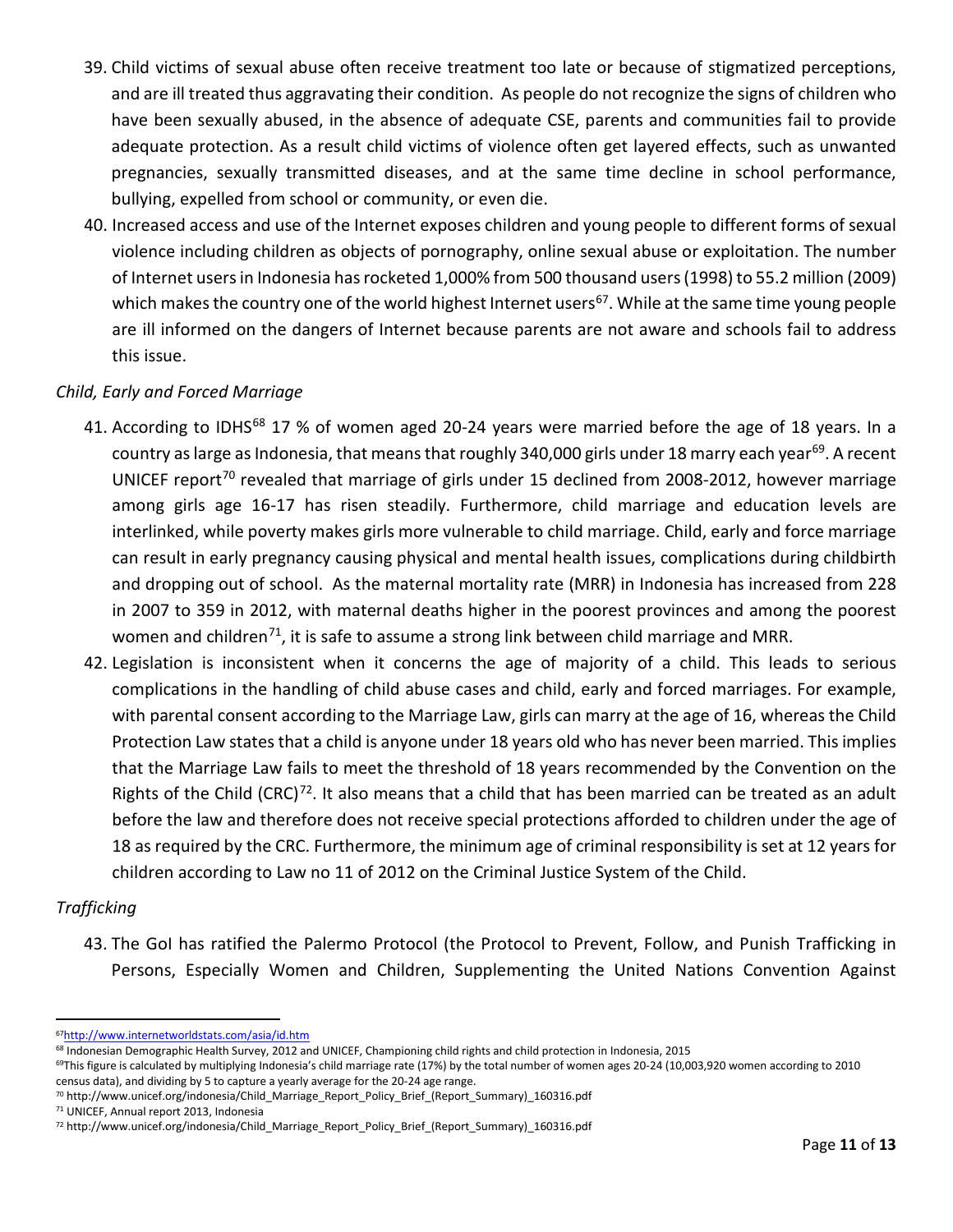39. Child victims of sexual abuse often receive treatment too late or because of stigmatized perceptions, and are ill treated thus aggravating their condition. As people do not recognize the signs of children who have been sexually abused, in the absence of adequate CSE, parents and communities fail to provide adequate protection. As a result child victims of violence often get layered effects, such as unwanted pregnancies, sexually transmitted diseases, and at the same time decline in school performance, bullying, expelled from school or community, or even die.
40. Increased access and use of the Internet exposes children and young people to different forms of sexual violence including children as objects of pornography, online sexual abuse or exploitation. The number of Internet users in Indonesia has rocketed 1,000% from 500 thousand users (1998) to 55.2 million (2009) which makes the country one of the world highest Internet users[67]. While at the same time young people are ill informed on the dangers of Internet because parents are not aware and schools fail to address this issue.

*Child, Early and Forced Marriage*

41. According to IDHS[68] 17 % of women aged 20-24 years were married before the age of 18 years. In a country as large as Indonesia, that means that roughly 340,000 girls under 18 marry each year[69]. A recent UNICEF report[70] revealed that marriage of girls under 15 declined from 2008-2012, however marriage among girls age 16-17 has risen steadily. Furthermore, child marriage and education levels are interlinked, while poverty makes girls more vulnerable to child marriage. Child, early and force marriage can result in early pregnancy causing physical and mental health issues, complications during childbirth and dropping out of school. As the maternal mortality rate (MRR) in Indonesia has increased from 228 in 2007 to 359 in 2012, with maternal deaths higher in the poorest provinces and among the poorest women and children[71], it is safe to assume a strong link between child marriage and MRR.
42. Legislation is inconsistent when it concerns the age of majority of a child. This leads to serious complications in the handling of child abuse cases and child, early and forced marriages. For example, with parental consent according to the Marriage Law, girls can marry at the age of 16, whereas the Child Protection Law states that a child is anyone under 18 years old who has never been married. This implies that the Marriage Law fails to meet the threshold of 18 years recommended by the Convention on the Rights of the Child (CRC)[72]. It also means that a child that has been married can be treated as an adult before the law and therefore does not receive special protections afforded to children under the age of 18 as required by the CRC. Furthermore, the minimum age of criminal responsibility is set at 12 years for children according to Law no 11 of 2012 on the Criminal Justice System of the Child.

*Trafficking*

43. The GoI has ratified the Palermo Protocol (the Protocol to Prevent, Follow, and Punish Trafficking in Persons, Especially Women and Children, Supplementing the United Nations Convention Against

---

[67] http://www.internetworldstats.com/asia/id.htm

[68] Indonesian Demographic Health Survey, 2012 and UNICEF, Championing child rights and child protection in Indonesia, 2015

[69] This figure is calculated by multiplying Indonesia's child marriage rate (17%) by the total number of women ages 20-24 (10,003,920 women according to 2010 census data), and dividing by 5 to capture a yearly average for the 20-24 age range.

[70] http://www.unicef.org/indonesia/Child_Marriage_Report_Policy_Brief_(Report_Summary)_160316.pdf

[71] UNICEF, Annual report 2013, Indonesia

[72] http://www.unicef.org/indonesia/Child_Marriage_Report_Policy_Brief_(Report_Summary)_160316.pdf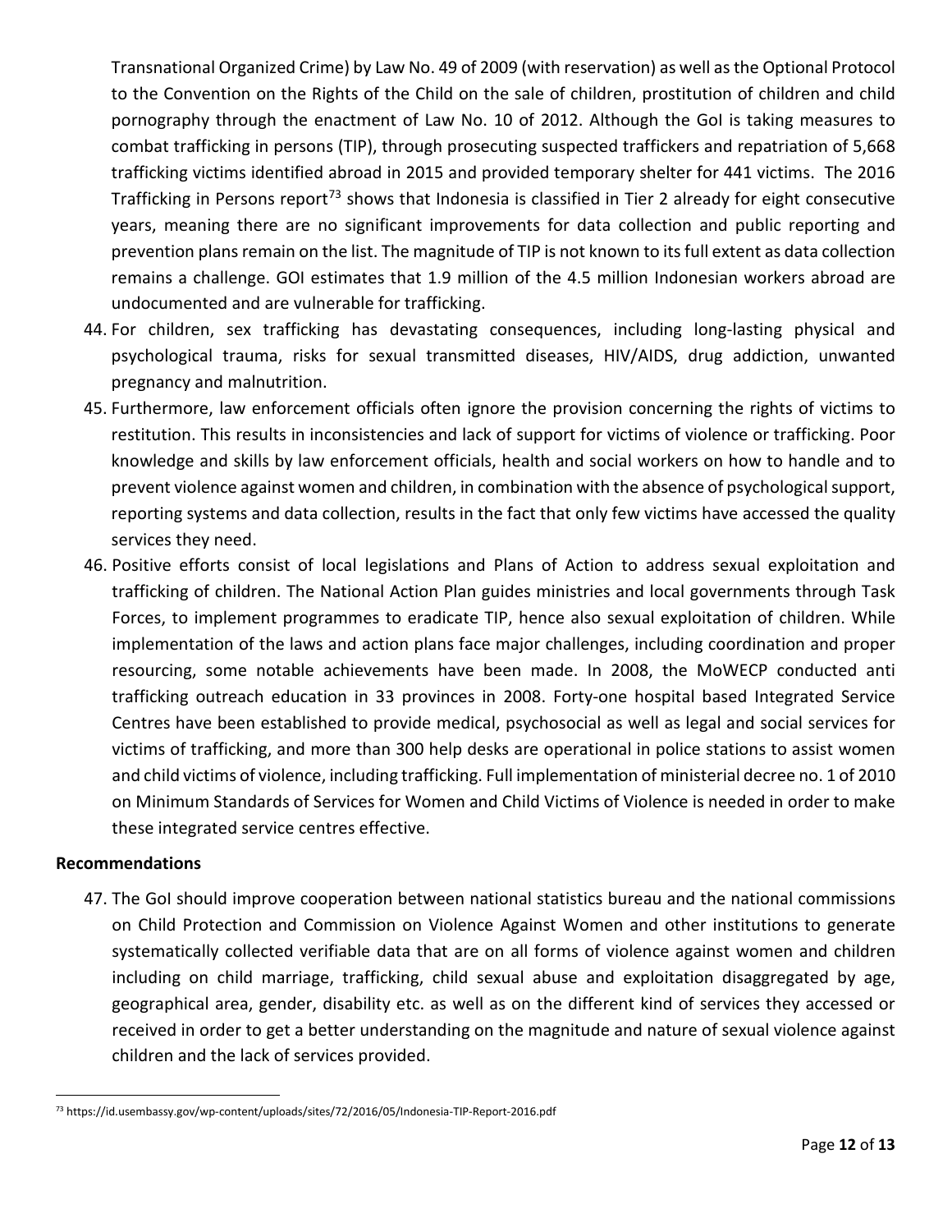Transnational Organized Crime) by Law No. 49 of 2009 (with reservation) as well as the Optional Protocol to the Convention on the Rights of the Child on the sale of children, prostitution of children and child pornography through the enactment of Law No. 10 of 2012. Although the GoI is taking measures to combat trafficking in persons (TIP), through prosecuting suspected traffickers and repatriation of 5,668 trafficking victims identified abroad in 2015 and provided temporary shelter for 441 victims. The 2016 Trafficking in Persons report[73] shows that Indonesia is classified in Tier 2 already for eight consecutive years, meaning there are no significant improvements for data collection and public reporting and prevention plans remain on the list. The magnitude of TIP is not known to its full extent as data collection remains a challenge. GOI estimates that 1.9 million of the 4.5 million Indonesian workers abroad are undocumented and are vulnerable for trafficking.

44. For children, sex trafficking has devastating consequences, including long-lasting physical and psychological trauma, risks for sexual transmitted diseases, HIV/AIDS, drug addiction, unwanted pregnancy and malnutrition.
45. Furthermore, law enforcement officials often ignore the provision concerning the rights of victims to restitution. This results in inconsistencies and lack of support for victims of violence or trafficking. Poor knowledge and skills by law enforcement officials, health and social workers on how to handle and to prevent violence against women and children, in combination with the absence of psychological support, reporting systems and data collection, results in the fact that only few victims have accessed the quality services they need.
46. Positive efforts consist of local legislations and Plans of Action to address sexual exploitation and trafficking of children. The National Action Plan guides ministries and local governments through Task Forces, to implement programmes to eradicate TIP, hence also sexual exploitation of children. While implementation of the laws and action plans face major challenges, including coordination and proper resourcing, some notable achievements have been made. In 2008, the MoWECP conducted anti trafficking outreach education in 33 provinces in 2008. Forty-one hospital based Integrated Service Centres have been established to provide medical, psychosocial as well as legal and social services for victims of trafficking, and more than 300 help desks are operational in police stations to assist women and child victims of violence, including trafficking. Full implementation of ministerial decree no. 1 of 2010 on Minimum Standards of Services for Women and Child Victims of Violence is needed in order to make these integrated service centres effective.

**Recommendations**

47. The GoI should improve cooperation between national statistics bureau and the national commissions on Child Protection and Commission on Violence Against Women and other institutions to generate systematically collected verifiable data that are on all forms of violence against women and children including on child marriage, trafficking, child sexual abuse and exploitation disaggregated by age, geographical area, gender, disability etc. as well as on the different kind of services they accessed or received in order to get a better understanding on the magnitude and nature of sexual violence against children and the lack of services provided.

[73] https://id.usembassy.gov/wp-content/uploads/sites/72/2016/05/Indonesia-TIP-Report-2016.pdf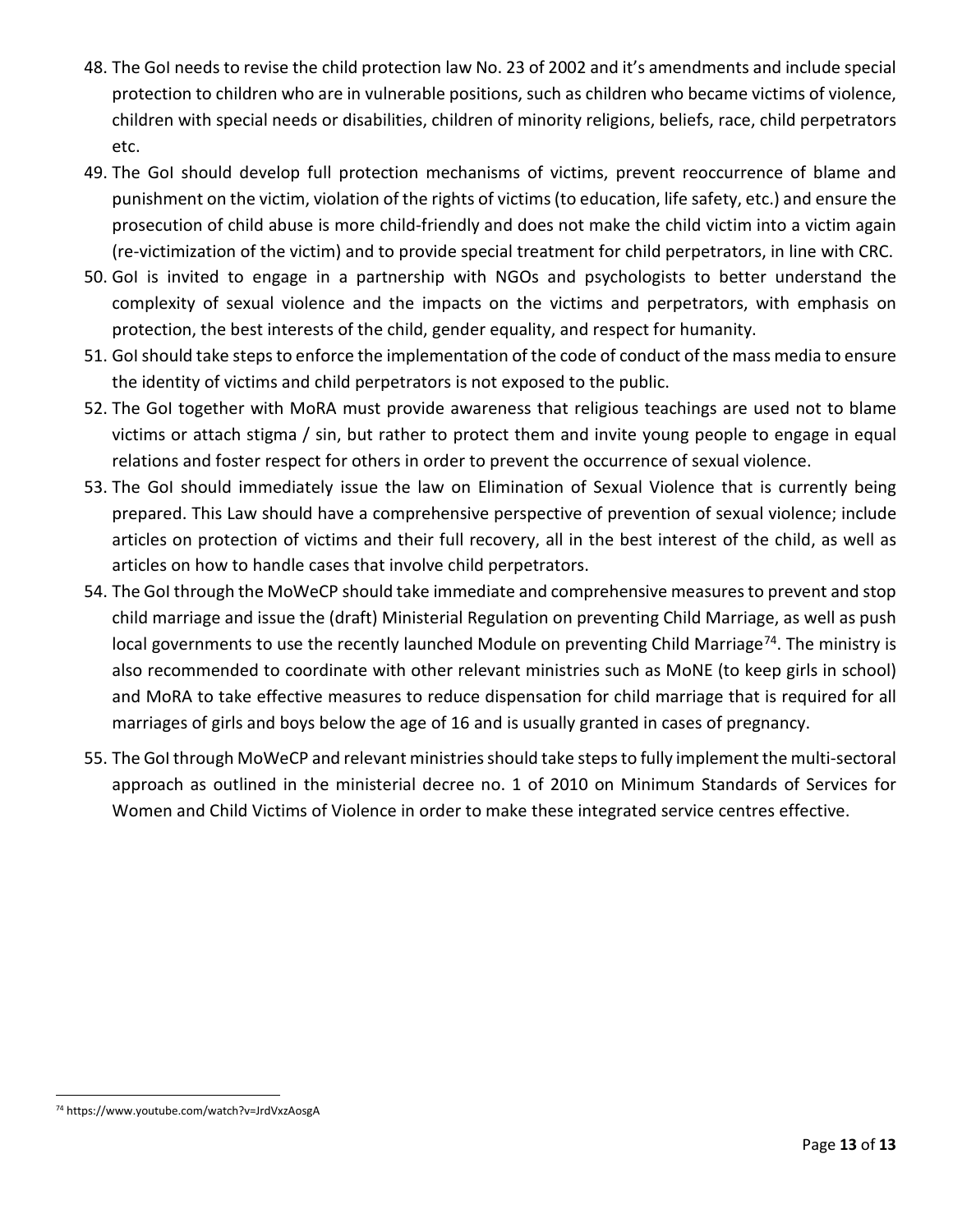48. The GoI needs to revise the child protection law No. 23 of 2002 and it's amendments and include special protection to children who are in vulnerable positions, such as children who became victims of violence, children with special needs or disabilities, children of minority religions, beliefs, race, child perpetrators etc.
49. The GoI should develop full protection mechanisms of victims, prevent reoccurrence of blame and punishment on the victim, violation of the rights of victims (to education, life safety, etc.) and ensure the prosecution of child abuse is more child-friendly and does not make the child victim into a victim again (re-victimization of the victim) and to provide special treatment for child perpetrators, in line with CRC.
50. GoI is invited to engage in a partnership with NGOs and psychologists to better understand the complexity of sexual violence and the impacts on the victims and perpetrators, with emphasis on protection, the best interests of the child, gender equality, and respect for humanity.
51. GoI should take steps to enforce the implementation of the code of conduct of the mass media to ensure the identity of victims and child perpetrators is not exposed to the public.
52. The GoI together with MoRA must provide awareness that religious teachings are used not to blame victims or attach stigma / sin, but rather to protect them and invite young people to engage in equal relations and foster respect for others in order to prevent the occurrence of sexual violence.
53. The GoI should immediately issue the law on Elimination of Sexual Violence that is currently being prepared. This Law should have a comprehensive perspective of prevention of sexual violence; include articles on protection of victims and their full recovery, all in the best interest of the child, as well as articles on how to handle cases that involve child perpetrators.
54. The GoI through the MoWeCP should take immediate and comprehensive measures to prevent and stop child marriage and issue the (draft) Ministerial Regulation on preventing Child Marriage, as well as push local governments to use the recently launched Module on preventing Child Marriage[74]. The ministry is also recommended to coordinate with other relevant ministries such as MoNE (to keep girls in school) and MoRA to take effective measures to reduce dispensation for child marriage that is required for all marriages of girls and boys below the age of 16 and is usually granted in cases of pregnancy.
55. The GoI through MoWeCP and relevant ministries should take steps to fully implement the multi-sectoral approach as outlined in the ministerial decree no. 1 of 2010 on Minimum Standards of Services for Women and Child Victims of Violence in order to make these integrated service centres effective.

[74] https://www.youtube.com/watch?v=JrdVxzAosgA